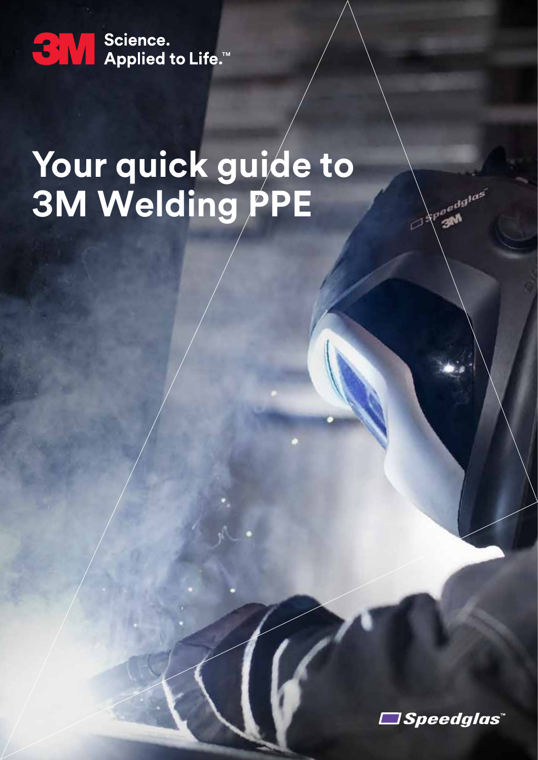3M Science. Applied to Life.™

# Your quick guide to 3M Welding PPE

Speedglas™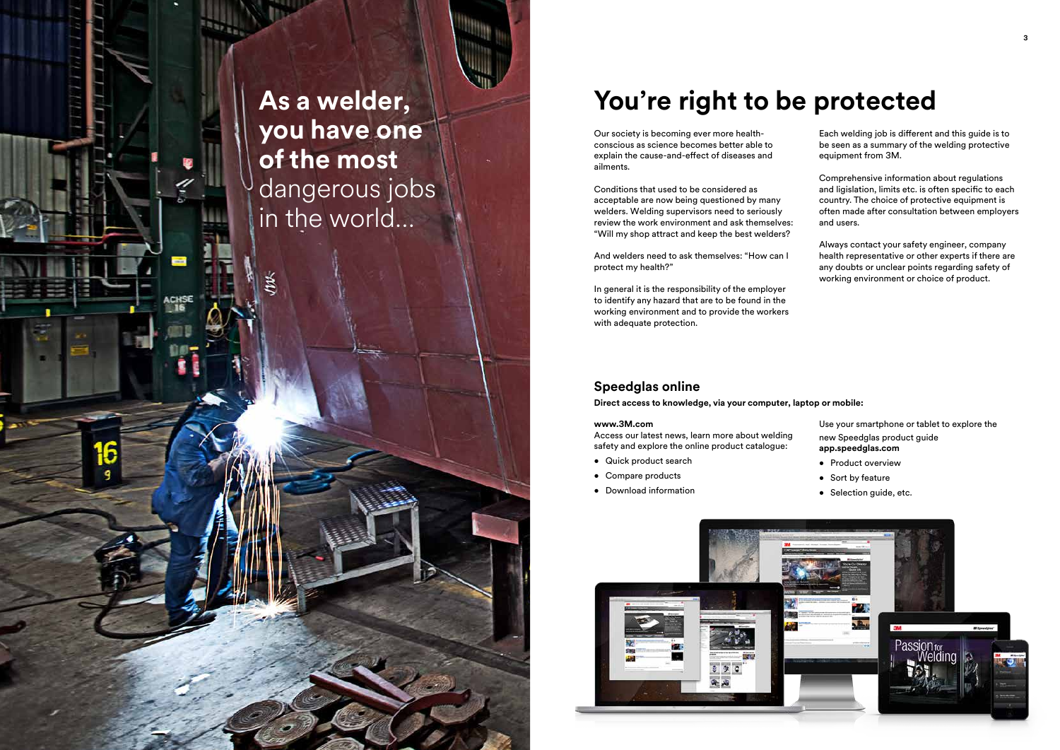# As a welder, you have one of the most dangerous jobs in the world...

## You're right to be protected

Our society is becoming ever more health-conscious as science becomes better able to explain the cause-and-effect of diseases and ailments.

Conditions that used to be considered as acceptable are now being questioned by many welders. Welding supervisors need to seriously review the work environment and ask themselves: "Will my shop attract and keep the best welders?

And welders need to ask themselves: "How can I protect my health?"

In general it is the responsibility of the employer to identify any hazard that are to be found in the working environment and to provide the workers with adequate protection.

Each welding job is different and this guide is to be seen as a summary of the welding protective equipment from 3M.

Comprehensive information about regulations and ligislation, limits etc. is often specific to each country. The choice of protective equipment is often made after consultation between employers and users.

Always contact your safety engineer, company health representative or other experts if there are any doubts or unclear points regarding safety of working environment or choice of product.

### Speedglas online

**Direct access to knowledge, via your computer, laptop or mobile:**

**www.3M.com**
Access our latest news, learn more about welding safety and explore the online product catalogue:

- Quick product search
- Compare products
- Download information

Use your smartphone or tablet to explore the new Speedglas product guide
**app.speedglas.com**

- Product overview
- Sort by feature
- Selection guide, etc.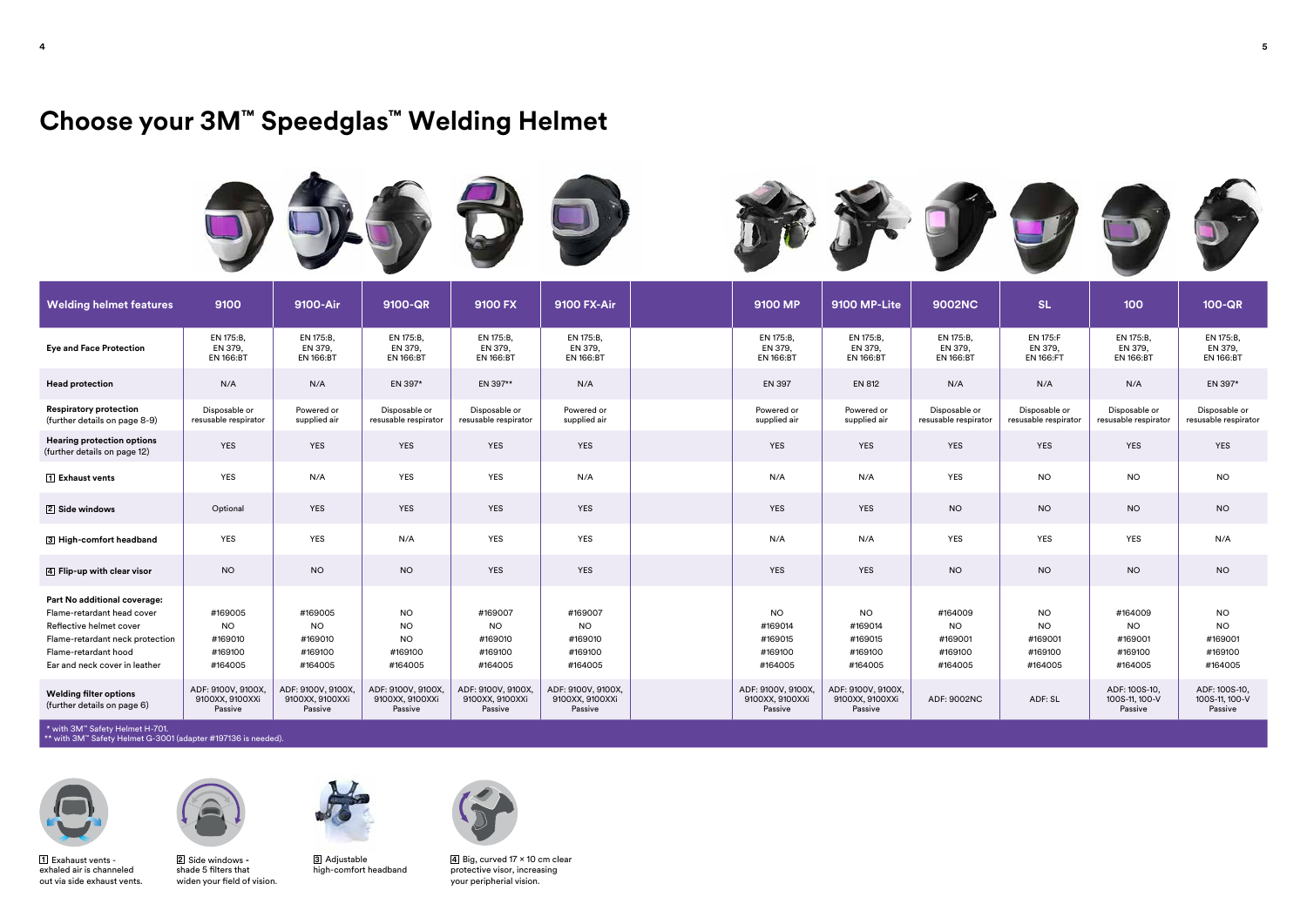# Choose your 3M™ Speedglas™ Welding Helmet

| Welding helmet features | 9100 | 9100-Air | 9100-QR | 9100 FX | 9100 FX-Air | 9100 MP | 9100 MP-Lite | 9002NC | SL | 100 | 100-QR |
|---|---|---|---|---|---|---|---|---|---|---|---|
| **Eye and Face Protection** | EN 175:B, EN 379, EN 166:BT | EN 175:B, EN 379, EN 166:BT | EN 175:B, EN 379, EN 166:BT | EN 175:B, EN 379, EN 166:BT | EN 175:B, EN 379, EN 166:BT | EN 175:B, EN 379, EN 166:BT | EN 175:B, EN 379, EN 166:BT | EN 175:B, EN 379, EN 166:BT | EN 175:F EN 379, EN 166:FT | EN 175:B, EN 379, EN 166:BT | EN 175:B, EN 379, EN 166:BT |
| **Head protection** | N/A | N/A | EN 397* | EN 397** | N/A | EN 397 | EN 812 | N/A | N/A | N/A | EN 397* |
| **Respiratory protection** (further details on page 8-9) | Disposable or resusable respirator | Powered or supplied air | Disposable or resusable respirator | Disposable or resusable respirator | Powered or supplied air | Powered or supplied air | Powered or supplied air | Disposable or resusable respirator | Disposable or resusable respirator | Disposable or resusable respirator | Disposable or resusable respirator |
| **Hearing protection options** (further details on page 12) | YES | YES | YES | YES | YES | YES | YES | YES | YES | YES | YES |
| 1 **Exhaust vents** | YES | N/A | YES | YES | N/A | N/A | N/A | YES | NO | NO | NO |
| 2 **Side windows** | Optional | YES | YES | YES | YES | YES | YES | NO | NO | NO | NO |
| 3 **High-comfort headband** | YES | YES | N/A | YES | YES | N/A | N/A | YES | YES | YES | N/A |
| 4 **Flip-up with clear visor** | NO | NO | NO | YES | YES | YES | YES | NO | NO | NO | NO |
| **Part No additional coverage:** | | | | | | | | | | | |
| Flame-retardant head cover | #169005 | #169005 | NO | #169007 | #169007 | NO | NO | #164009 | NO | #164009 | NO |
| Reflective helmet cover | NO | NO | NO | NO | NO | #169014 | #169014 | NO | NO | NO | NO |
| Flame-retardant neck protection | #169010 | #169010 | NO | #169010 | #169010 | #169015 | #169015 | #169001 | #169001 | #169001 | #169001 |
| Flame-retardant hood | #169100 | #169100 | #169100 | #169100 | #169100 | #169100 | #169100 | #169100 | #169100 | #169100 | #169100 |
| Ear and neck cover in leather | #164005 | #164005 | #164005 | #164005 | #164005 | #164005 | #164005 | #164005 | #164005 | #164005 | #164005 |
| **Welding filter options** (further details on page 6) | ADF: 9100V, 9100X, 9100XX, 9100XXi Passive | ADF: 9100V, 9100X, 9100XX, 9100XXi Passive | ADF: 9100V, 9100X, 9100XX, 9100XXi Passive | ADF: 9100V, 9100X, 9100XX, 9100XXi Passive | ADF: 9100V, 9100X, 9100XX, 9100XXi Passive | ADF: 9100V, 9100X, 9100XX, 9100XXi Passive | ADF: 9100V, 9100X, 9100XX, 9100XXi Passive | ADF: 9002NC | ADF: SL | ADF: 100S-10, 100S-11, 100-V Passive | ADF: 100S-10, 100S-11, 100-V Passive |

\* with 3M™ Safety Helmet H-701.
\** with 3M™ Safety Helmet G-3001 (adapter #197136 is needed).

1 Exhaust vents - exhaled air is channeled out via side exhaust vents.

2 Side windows - shade 5 filters that widen your field of vision.

3 Adjustable high-comfort headband

4 Big, curved 17 × 10 cm clear protective visor, increasing your peripheral vision.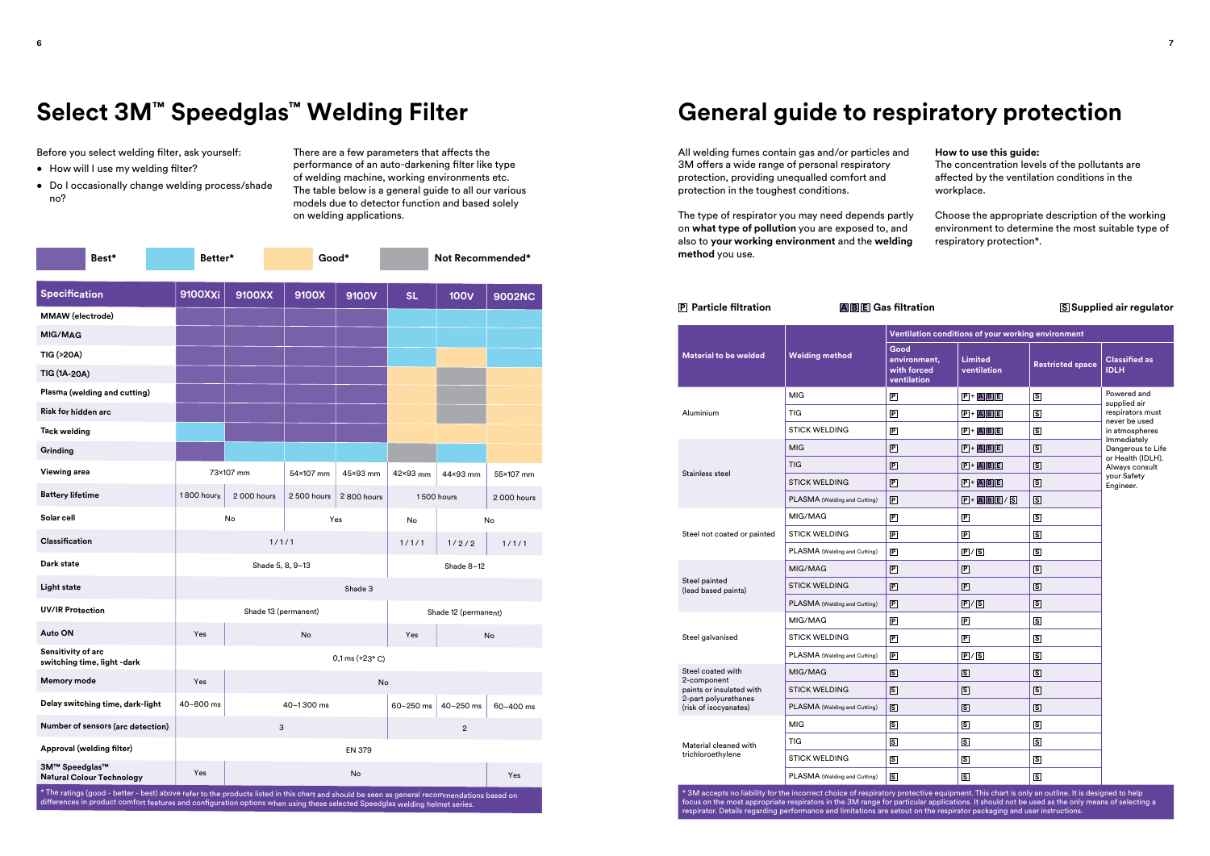# Select 3M™ Speedglas™ Welding Filter

Before you select welding filter, ask yourself:

- How will I use my welding filter?
- Do I occasionally change welding process/shade no?

There are a few parameters that affects the performance of an auto-darkening filter like type of welding machine, working environments etc. The table below is a general guide to all our various models due to detector function and based solely on welding applications.

Legend: **Best*** | **Better*** | **Good*** | **Not Recommended***

| Specification | 9100XXi | 9100XX | 9100X | 9100V | SL | 100V | 9002NC |
|---|---|---|---|---|---|---|---|
| MMAW (electrode) | Best | Best | Best | Best | Better | Better | Better |
| MIG/MAG | Best | Best | Best | Best | Better | Better | Better |
| TIG (>20A) | Best | Best | Best | Best | Better | Good | Better |
| TIG (1A-20A) | Best | Best | Best | Best | Good | Not Recommended | Good |
| Plasma (welding and cutting) | Best | Best | Best | Best | Good | Not Recommended | Good |
| Risk for hidden arc | Best | Best | Best | Best | Good | Not Recommended | Good |
| Tack welding | Better | Best | Best | Best | Good | Good | Good |
| Grinding | Best | Better | Better | Better | Not Recommended | Better | Good |
| Viewing area | 73×107 mm | 73×107 mm | 54×107 mm | 45×93 mm | 42×93 mm | 44×93 mm | 55×107 mm |
| Battery lifetime | 1 800 hours | 2 000 hours | 2 500 hours | 2 800 hours | 1 500 hours | 1 500 hours | 2 000 hours |
| Solar cell | No | No | Yes | Yes | No | No | No |
| Classification | 1 / 1 / 1 | 1 / 1 / 1 | 1 / 1 / 1 | 1 / 1 / 1 | 1 / 1 / 1 | 1 / 2 / 2 | 1 / 1 / 1 |
| Dark state | Shade 5, 8, 9–13 | Shade 5, 8, 9–13 | Shade 5, 8, 9–13 | Shade 5, 8, 9–13 | Shade 8–12 | Shade 8–12 | Shade 8–12 |
| Light state | Shade 3 | Shade 3 | Shade 3 | Shade 3 | Shade 3 | Shade 3 | Shade 3 |
| UV/IR Protection | Shade 13 (permanent) | Shade 13 (permanent) | Shade 13 (permanent) | Shade 13 (permanent) | Shade 12 (permanent) | Shade 12 (permanent) | Shade 12 (permanent) |
| Auto ON | Yes | No | No | No | Yes | No | No |
| Sensitivity of arc switching time, light -dark | 0,1 ms (+23° C) | 0,1 ms (+23° C) | 0,1 ms (+23° C) | 0,1 ms (+23° C) | 0,1 ms (+23° C) | 0,1 ms (+23° C) | 0,1 ms (+23° C) |
| Memory mode | Yes | No | No | No | No | No | No |
| Delay switching time, dark-light | 40–800 ms | 40–1 300 ms | 40–1 300 ms | 40–1 300 ms | 60–250 ms | 40–250 ms | 60–400 ms |
| Number of sensors (arc detection) | 3 | 3 | 3 | 3 | 2 | 2 | 2 |
| Approval (welding filter) | EN 379 | EN 379 | EN 379 | EN 379 | EN 379 | EN 379 | EN 379 |
| 3M™ Speedglas™ Natural Colour Technology | Yes | No | No | No | No | No | Yes |

\* The ratings (good - better - best) above refer to the products listed in this chart and should be seen as general recommendations based on differences in product comfort features and configuration options when using these selected Speedglas welding helmet series.

# General guide to respiratory protection

All welding fumes contain gas and/or particles and 3M offers a wide range of personal respiratory protection, providing unequalled comfort and protection in the toughest conditions.

The type of respirator you may need depends partly on **what type of pollution** you are exposed to, and also to **your working environment** and the **welding method** you use.

**How to use this guide:**
The concentration levels of the pollutants are affected by the ventilation conditions in the workplace.

Choose the appropriate description of the working environment to determine the most suitable type of respiratory protection*.

P Particle filtration | ABE Gas filtration | S Supplied air regulator

| Material to be welded | Welding method | Ventilation conditions of your working environment: Good environment, with forced ventilation | Limited ventilation | Restricted space | Classified as IDLH |
|---|---|---|---|---|---|
| Aluminium | MIG | P | P + ABE | S | Powered and supplied air respirators must never be used in atmospheres Immediately Dangerous to Life or Health (IDLH). Always consult your Safety Engineer. |
| | TIG | P | P + ABE | S | |
| | STICK WELDING | P | P + ABE | S | |
| Stainless steel | MIG | P | P + ABE | S | |
| | TIG | P | P + ABE | S | |
| | STICK WELDING | P | P + ABE | S | |
| | PLASMA (Welding and Cutting) | P | P + ABE / S | S | |
| Steel not coated or painted | MIG/MAG | P | P | S | |
| | STICK WELDING | P | P | S | |
| | PLASMA (Welding and Cutting) | P | P / S | S | |
| Steel painted (lead based paints) | MIG/MAG | P | P | S | |
| | STICK WELDING | P | P | S | |
| | PLASMA (Welding and Cutting) | P | P / S | S | |
| Steel galvanised | MIG/MAG | P | P | S | |
| | STICK WELDING | P | P | S | |
| | PLASMA (Welding and Cutting) | P | P / S | S | |
| Steel coated with 2-component paints or insulated with 2-part polyurethanes (risk of isocyanates) | MIG/MAG | S | S | S | |
| | STICK WELDING | S | S | S | |
| | PLASMA (Welding and Cutting) | S | S | S | |
| Material cleaned with trichloroethylene | MIG | S | S | S | |
| | TIG | S | S | S | |
| | STICK WELDING | S | S | S | |
| | PLASMA (Welding and Cutting) | S | S | S | |

\* 3M accepts no liability for the incorrect choice of respiratory protective equipment. This chart is only an outline. It is designed to help focus on the most appropriate respirators in the 3M range for particular applications. It should not be used as the only means of selecting a respirator. Details regarding performance and limitations are setout on the respirator packaging and user instructions.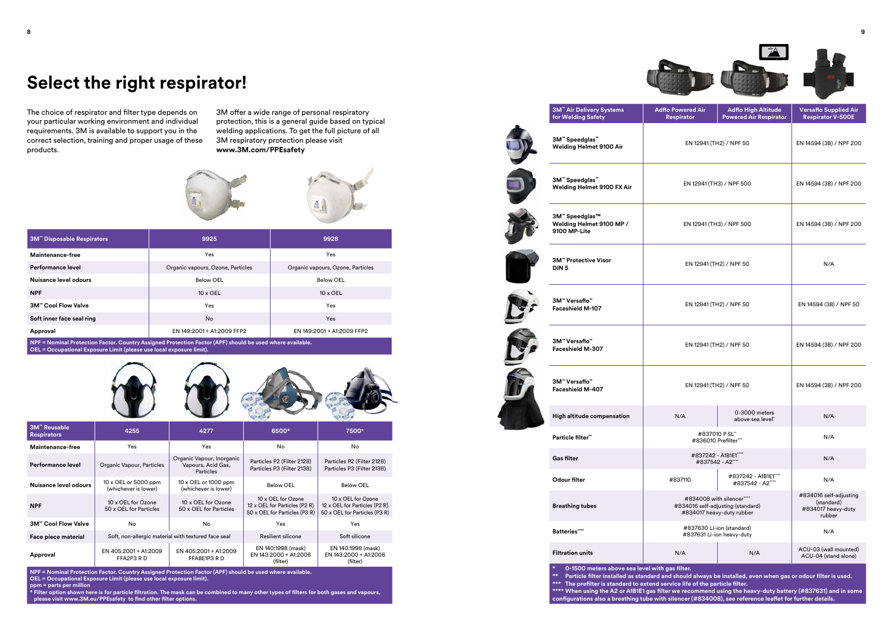# Select the right respirator!

The choice of respirator and filter type depends on your particular working environment and individual requirements. 3M is available to support you in the correct selection, training and proper usage of these products.

3M offer a wide range of personal respiratory protection, this is a general guide based on typical welding applications. To get the full picture of all 3M respiratory protection please visit **www.3M.com/PPEsafety**

| 3M™ Disposable Respirators | 9925 | 9928 |
|---|---|---|
| **Maintenance-free** | Yes | Yes |
| **Performance level** | Organic vapours, Ozone, Particles | Organic vapours, Ozone, Particles |
| **Nuisance level odours** | Below OEL | Below OEL |
| **NPF** | 10 x OEL | 10 x OEL |
| **3M™ Cool Flow Valve** | Yes | Yes |
| **Soft inner face seal ring** | No | Yes |
| **Approval** | EN 149:2001 + A1:2009 FFP2 | EN 149:2001 + A1:2009 FFP2 |

**NPF = Nominal Protection Factor. Country Assigned Protection Factor (APF) should be used where available.**
**OEL = Occupational Exposure Limit (please use local exposure limit).**

| 3M™ Reusable Respirators | 4255 | 4277 | 6500* | 7500* |
|---|---|---|---|---|
| **Maintenance-free** | Yes | Yes | No | No |
| **Performance level** | Organic Vapour, Particles | Organic Vapour, Inorganic Vapours, Acid Gas, Particles | Particles P2 (Filter 2128) Particles P3 (Filter 2138) | Particles P2 (Filter 2128) Particles P3 (Filter 2138) |
| **Nuisance level odours** | 10 x OEL or 5000 ppm (whichever is lower) | 10 x OEL or 1000 ppm (whichever is lower) | Below OEL | Below OEL |
| **NPF** | 10 x OEL for Ozone 50 x OEL for Particles | 10 x OEL for Ozone 50 x OEL for Particles | 10 x OEL for Ozone 12 x OEL for Particles (P2 R) 50 x OEL for Particles (P3 R) | 10 x OEL for Ozone 12 x OEL for Particles (P2 R) 50 x OEL for Particles (P3 R) |
| **3M™ Cool Flow Valve** | No | No | Yes | Yes |
| **Face piece material** | Soft, non-allergic material with textured face seal | | Resilient silicone | Soft silicone |
| **Approval** | EN 405:2001 + A1:2009 FFA2P3 R D | EN 405:2001 + A1:2009 FFABE1P3 R D | EN 140:1998 (mask) EN 143:2000 + A1:2006 (filter) | EN 140:1998 (mask) EN 143:2000 + A1:2006 (filter) |

**NPF = Nominal Protection Factor. Country Assigned Protection Factor (APF) should be used where available.**
**OEL = Occupational Exposure Limit (please use local exposure limit).**
**ppm = parts per million**
**\* Filter option shown here is for particle filtration. The mask can be combined to many other types of filters for both gases and vapours, please visit www.3M.eu/PPEsafety to find other filter options.**

| 3M™ Air Delivery Systems for Welding Safety | Adflo Powered Air Respirator | Adflo High Altitude Powered Air Respirator | Versaflo Supplied Air Respirator V-500E |
|---|---|---|---|
| **3M™ Speedglas™ Welding Helmet 9100 Air** | EN 12941 (TH2) / NPF 50 | | EN 14594 (3B) / NPF 200 |
| **3M™ Speedglas™ Welding Helmet 9100 FX Air** | EN 12941 (TH3) / NPF 500 | | EN 14594 (3B) / NPF 200 |
| **3M™ Speedglas™ Welding Helmet 9100 MP / 9100 MP-Lite** | EN 12941 (TH3) / NPF 500 | | EN 14594 (3B) / NPF 200 |
| **3M™ Protective Visor DIN 5** | EN 12941 (TH2) / NPF 50 | | N/A |
| **3M™ Versaflo™ Faceshield M-107** | EN 12941 (TH2) / NPF 50 | | EN 14594 (3B) / NPF 50 |
| **3M™ Versaflo™ Faceshield M-307** | EN 12941 (TH2) / NPF 50 | | EN 14594 (3B) / NPF 200 |
| **3M™ Versaflo™ Faceshield M-407** | EN 12941 (TH2) / NPF 50 | | EN 14594 (3B) / NPF 200 |
| **High altitude compensation** | N/A | 0-3000 meters above sea level* | N/A |
| **Particle filter\*\*** | #837010 P SL\*\* #836010 Prefilter\*\*\* | | N/A |
| **Gas filter** | #837242 - A1B1E1\*\*\*\* #837542 - A2\*\*\*\* | | N/A |
| **Odour filter** | #837110 | #837242 - A1B1E1\*\*\*\* #837542 - A2\*\*\*\* | N/A |
| **Breathing tubes** | #834008 with silencer\*\*\*\* #834016 self-adjusting (standard) #834017 heavy-duty rubber | | #834016 self-adjusting (standard) #834017 heavy-duty rubber |
| **Batteries\*\*\*\*** | #837630 Li-ion (standard) #837631 Li-ion heavy-duty | | N/A |
| **Filtration units** | N/A | N/A | ACU-03 (wall mounted) ACU-04 (stand alone) |

**\* 0-1500 meters above sea level with gas filter.**
**\*\* Particle filter installed as standard and should always be installed, even when gas or odour filter is used.**
**\*\*\* The prefilter is standard to extend service life of the particle filter.**
**\*\*\*\* When using the A2 or A1B1E1 gas filter we recommend using the heavy-duty battery (#837631) and in some configurations also a breathing tube with silencer (#834008), see reference leaflet for further details.**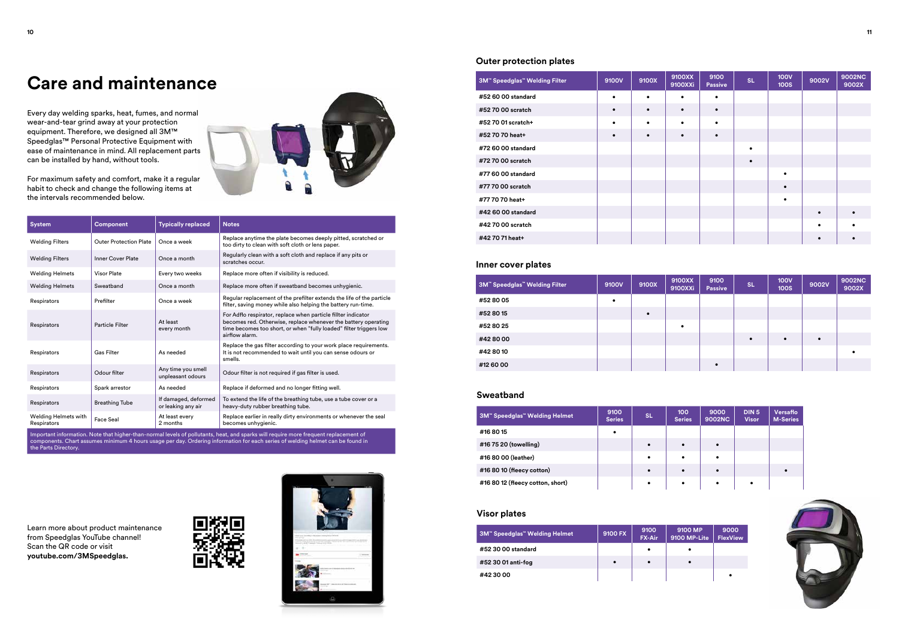# Care and maintenance

Every day welding sparks, heat, fumes, and normal wear-and-tear grind away at your protection equipment. Therefore, we designed all 3M™ Speedglas™ Personal Protective Equipment with ease of maintenance in mind. All replacement parts can be installed by hand, without tools.

For maximum safety and comfort, make it a regular habit to check and change the following items at the intervals recommended below.

| System | Component | Typically replaced | Notes |
|---|---|---|---|
| Welding Filters | Outer Protection Plate | Once a week | Replace anytime the plate becomes deeply pitted, scratched or too dirty to clean with soft cloth or lens paper. |
| Welding Filters | Inner Cover Plate | Once a month | Regularly clean with a soft cloth and replace if any pits or scratches occur. |
| Welding Helmets | Visor Plate | Every two weeks | Replace more often if visibility is reduced. |
| Welding Helmets | Sweatband | Once a month | Replace more often if sweatband becomes unhygienic. |
| Respirators | Prefilter | Once a week | Regular replacement of the prefilter extends the life of the particle filter, saving money while also helping the battery run-time. |
| Respirators | Particle Filter | At least every month | For Adflo respirator, replace when particle filter indicator becomes red. Otherwise, replace whenever the battery operating time becomes too short, or when "fully loaded" filter triggers low airflow alarm. |
| Respirators | Gas Filter | As needed | Replace the gas filter according to your work place requirements. It is not recommended to wait until you can sense odours or smells. |
| Respirators | Odour filter | Any time you smell unpleasant odours | Odour filter is not required if gas filter is used. |
| Respirators | Spark arrestor | As needed | Replace if deformed and no longer fitting well. |
| Respirators | Breathing Tube | If damaged, deformed or leaking any air | To extend the life of the breathing tube, use a tube cover or a heavy-duty rubber breathing tube. |
| Welding Helmets with Respirators | Face Seal | At least every 2 months | Replace earlier in really dirty environments or whenever the seal becomes unhygienic. |

Important information. Note that higher-than-normal levels of pollutants, heat, and sparks will require more frequent replacement of components. Chart assumes minimum 4 hours usage per day. Ordering information for each series of welding helmet can be found in the Parts Directory.

Learn more about product maintenance from Speedglas YouTube channel! Scan the QR code or visit **youtube.com/3MSpeedglas.**

## Outer protection plates

| 3M™ Speedglas™ Welding Filter | 9100V | 9100X | 9100XX 9100XXi | 9100 Passive | SL | 100V 100S | 9002V | 9002NC 9002X |
|---|---|---|---|---|---|---|---|---|
| #52 60 00 standard | • | • | • | • | | | | |
| #52 70 00 scratch | • | • | • | • | | | | |
| #52 70 01 scratch+ | • | • | • | • | | | | |
| #52 70 70 heat+ | • | • | • | • | | | | |
| #72 60 00 standard | | | | | • | | | |
| #72 70 00 scratch | | | | | • | | | |
| #77 60 00 standard | | | | | | • | | |
| #77 70 00 scratch | | | | | | • | | |
| #77 70 70 heat+ | | | | | | • | | |
| #42 60 00 standard | | | | | | | • | • |
| #42 70 00 scratch | | | | | | | • | • |
| #42 70 71 heat+ | | | | | | | • | • |

## Inner cover plates

| 3M™ Speedglas™ Welding Filter | 9100V | 9100X | 9100XX 9100XXi | 9100 Passive | SL | 100V 100S | 9002V | 9002NC 9002X |
|---|---|---|---|---|---|---|---|---|
| #52 80 05 | • | | | | | | | |
| #52 80 15 | | • | | | | | | |
| #52 80 25 | | | • | | | | | |
| #42 80 00 | | | | | • | • | • | |
| #42 80 10 | | | | | | | | • |
| #12 60 00 | | | | • | | | | |

## Sweatband

| 3M™ Speedglas™ Welding Helmet | 9100 Series | SL | 100 Series | 9000 9002NC | DIN 5 Visor | Versaflo M-Series |
|---|---|---|---|---|---|---|
| #16 80 15 | • | | | | | |
| #16 75 20 (towelling) | | • | • | • | | |
| #16 80 00 (leather) | | • | • | • | | |
| #16 80 10 (fleecy cotton) | | • | • | • | | • |
| #16 80 12 (fleecy cotton, short) | | • | • | • | • | |

## Visor plates

| 3M™ Speedglas™ Welding Helmet | 9100 FX | 9100 FX-Air | 9100 MP 9100 MP-Lite | 9000 FlexView |
|---|---|---|---|---|
| #52 30 00 standard | | • | • | |
| #52 30 01 anti-fog | • | • | • | |
| #42 30 00 | | | | • |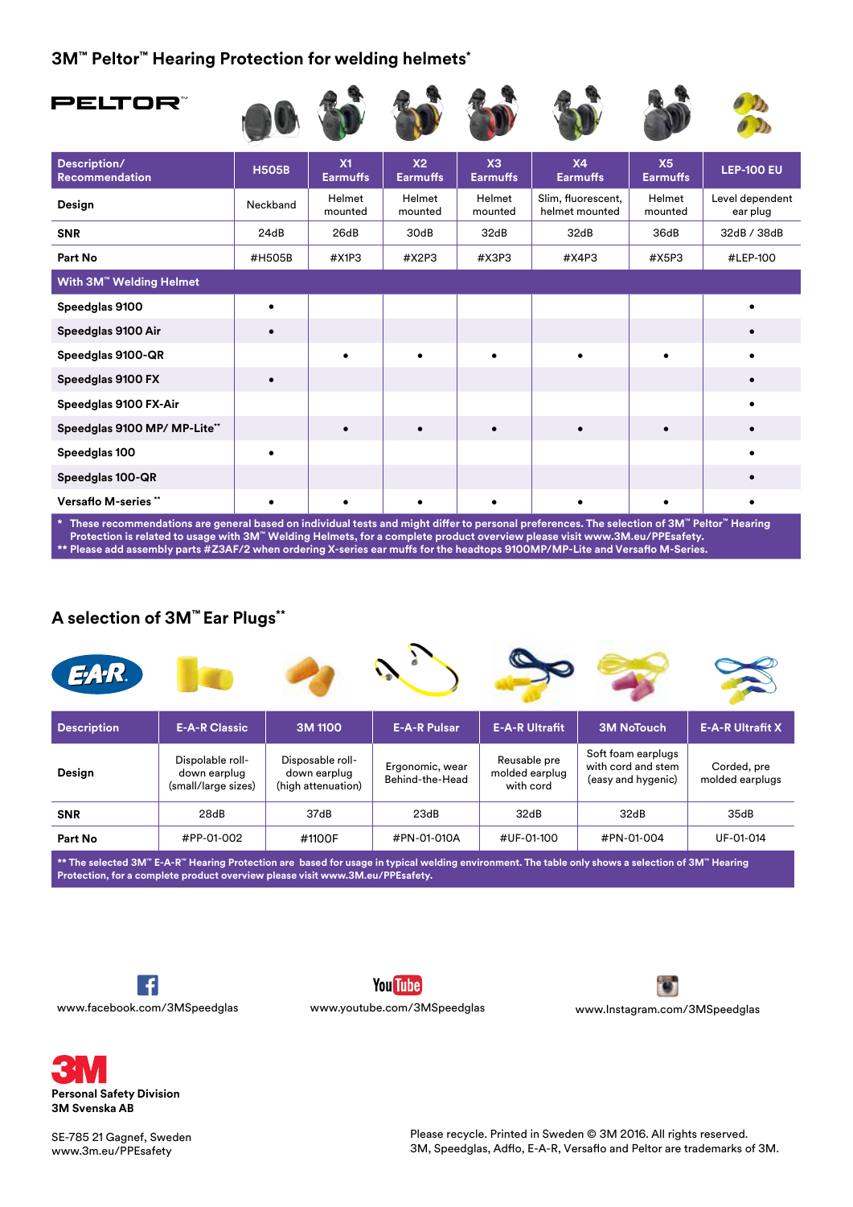## 3M™ Peltor™ Hearing Protection for welding helmets*

PELTOR™

| Description/ Recommendation | H505B | X1 Earmuffs | X2 Earmuffs | X3 Earmuffs | X4 Earmuffs | X5 Earmuffs | LEP-100 EU |
|---|---|---|---|---|---|---|---|
| **Design** | Neckband | Helmet mounted | Helmet mounted | Helmet mounted | Slim, fluorescent, helmet mounted | Helmet mounted | Level dependent ear plug |
| **SNR** | 24dB | 26dB | 30dB | 32dB | 32dB | 36dB | 32dB / 38dB |
| **Part No** | #H505B | #X1P3 | #X2P3 | #X3P3 | #X4P3 | #X5P3 | #LEP-100 |
| **With 3M™ Welding Helmet** | | | | | | | |
| **Speedglas 9100** | • | | | | | | • |
| **Speedglas 9100 Air** | • | | | | | | • |
| **Speedglas 9100-QR** | | • | • | • | • | • | • |
| **Speedglas 9100 FX** | • | | | | | | • |
| **Speedglas 9100 FX-Air** | | | | | | | • |
| **Speedglas 9100 MP/ MP-Lite**** | | • | • | • | • | • | • |
| **Speedglas 100** | • | | | | | | • |
| **Speedglas 100-QR** | | | | | | | • |
| **Versaflo M-series **** | • | • | • | • | • | • | • |

\* These recommendations are general based on individual tests and might differ to personal preferences. The selection of 3M™ Peltor™ Hearing Protection is related to usage with 3M™ Welding Helmets, for a complete product overview please visit www.3M.eu/PPEsafety.
** Please add assembly parts #Z3AF/2 when ordering X-series ear muffs for the headtops 9100MP/MP-Lite and Versaflo M-Series.

## A selection of 3M™ Ear Plugs**

E-A-R

| Description | E-A-R Classic | 3M 1100 | E-A-R Pulsar | E-A-R Ultrafit | 3M NoTouch | E-A-R Ultrafit X |
|---|---|---|---|---|---|---|
| **Design** | Dispolable roll-down earplug (small/large sizes) | Disposable roll-down earplug (high attenuation) | Ergonomic, wear Behind-the-Head | Reusable pre molded earplug with cord | Soft foam earplugs with cord and stem (easy and hygenic) | Corded, pre molded earplugs |
| **SNR** | 28dB | 37dB | 23dB | 32dB | 32dB | 35dB |
| **Part No** | #PP-01-002 | #1100F | #PN-01-010A | #UF-01-100 | #PN-01-004 | UF-01-014 |

** The selected 3M™ E-A-R™ Hearing Protection are based for usage in typical welding environment. The table only shows a selection of 3M™ Hearing Protection, for a complete product overview please visit www.3M.eu/PPEsafety.

www.facebook.com/3MSpeedglas

www.youtube.com/3MSpeedglas

www.Instagram.com/3MSpeedglas

3M

**Personal Safety Division**
**3M Svenska AB**

SE-785 21 Gagnef, Sweden
www.3m.eu/PPEsafety

Please recycle. Printed in Sweden © 3M 2016. All rights reserved.
3M, Speedglas, Adflo, E-A-R, Versaflo and Peltor are trademarks of 3M.